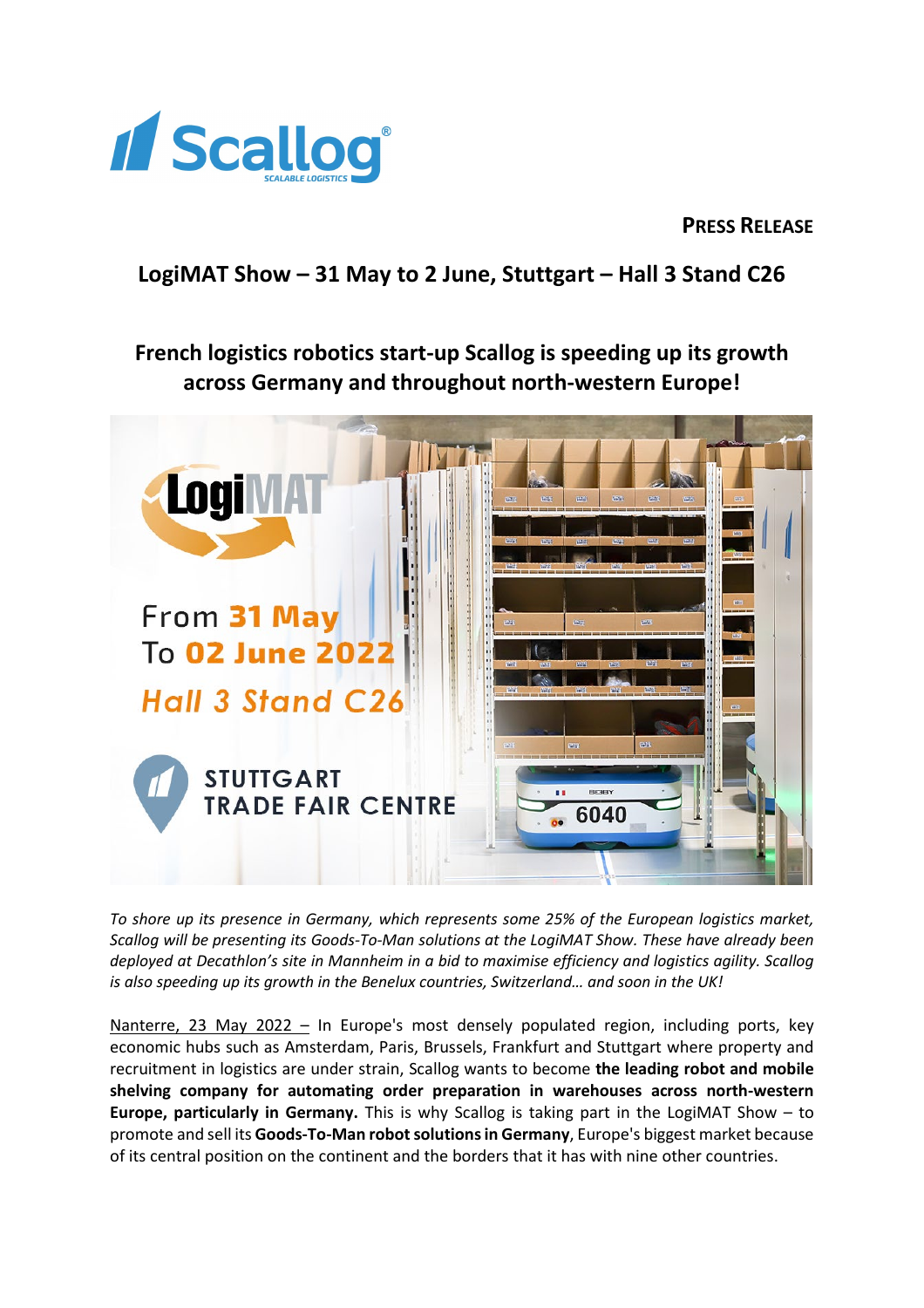**PRESS RELEASE**

## LogiMAT Show – 31 May to 2 June, Stuttgart – Hall 3 Stand C26

# French logistics robotics start-up Scallog is speeding up its growth across Germany and throughout north-western Europe!

*To shore up its presence in Germany, which represents some 25% of the European logistics market, Scallog will be presenting its Goods-To-Man solutions at the LogiMAT Show. These have already been deployed at Decathlon's site in Mannheim in a bid to maximise efficiency and logistics agility. Scallog is also speeding up its growth in the Benelux countries, Switzerland… and soon in the UK!*

Nanterre, 23 May 2022 – In Europe's most densely populated region, including ports, key economic hubs such as Amsterdam, Paris, Brussels, Frankfurt and Stuttgart where property and recruitment in logistics are under strain, Scallog wants to become **the leading robot and mobile shelving company for automating order preparation in warehouses across north-western Europe, particularly in Germany.** This is why Scallog is taking part in the LogiMAT Show – to promote and sell its **Goods-To-Man robot solutions in Germany**, Europe's biggest market because of its central position on the continent and the borders that it has with nine other countries.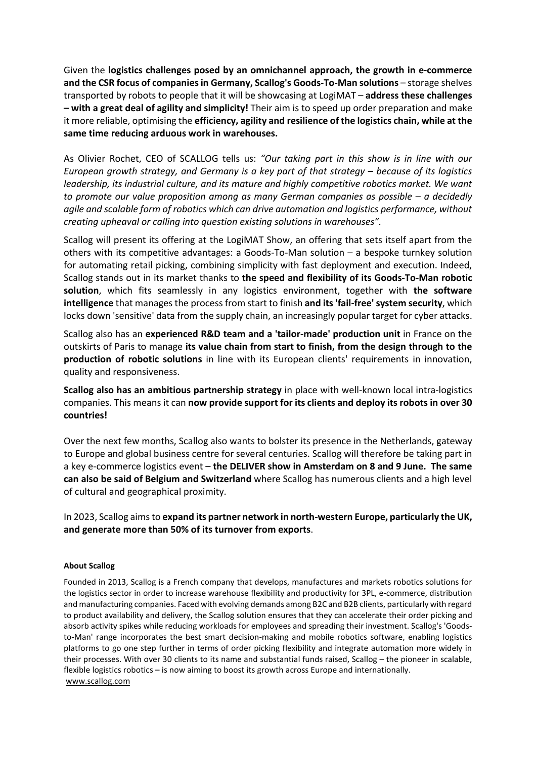Given the **logistics challenges posed by an omnichannel approach, the growth in e-commerce and the CSR focus of companies in Germany, Scallog's Goods-To-Man solutions** – storage shelves transported by robots to people that it will be showcasing at LogiMAT – **address these challenges – with a great deal of agility and simplicity!** Their aim is to speed up order preparation and make it more reliable, optimising the **efficiency, agility and resilience of the logistics chain, while at the same time reducing arduous work in warehouses.**

As Olivier Rochet, CEO of SCALLOG tells us: *"Our taking part in this show is in line with our European growth strategy, and Germany is a key part of that strategy – because of its logistics leadership, its industrial culture, and its mature and highly competitive robotics market. We want to promote our value proposition among as many German companies as possible – a decidedly agile and scalable form of robotics which can drive automation and logistics performance, without creating upheaval or calling into question existing solutions in warehouses".*

Scallog will present its offering at the LogiMAT Show, an offering that sets itself apart from the others with its competitive advantages: a Goods-To-Man solution – a bespoke turnkey solution for automating retail picking, combining simplicity with fast deployment and execution. Indeed, Scallog stands out in its market thanks to **the speed and flexibility of its Goods-To-Man robotic solution**, which fits seamlessly in any logistics environment, together with **the software intelligence** that manages the process from start to finish **and its 'fail-free' system security**, which locks down 'sensitive' data from the supply chain, an increasingly popular target for cyber attacks.

Scallog also has an **experienced R&D team and a 'tailor-made' production unit** in France on the outskirts of Paris to manage **its value chain from start to finish, from the design through to the production of robotic solutions** in line with its European clients' requirements in innovation, quality and responsiveness.

**Scallog also has an ambitious partnership strategy** in place with well-known local intra-logistics companies. This means it can **now provide support for its clients and deploy its robots in over 30 countries!**

Over the next few months, Scallog also wants to bolster its presence in the Netherlands, gateway to Europe and global business centre for several centuries. Scallog will therefore be taking part in a key e-commerce logistics event – **the DELIVER show in Amsterdam on 8 and 9 June. The same can also be said of Belgium and Switzerland** where Scallog has numerous clients and a high level of cultural and geographical proximity.

In 2023, Scallog aims to **expand its partner network in north-western Europe, particularly the UK, and generate more than 50% of its turnover from exports**.

**About Scallog**

Founded in 2013, Scallog is a French company that develops, manufactures and markets robotics solutions for the logistics sector in order to increase warehouse flexibility and productivity for 3PL, e-commerce, distribution and manufacturing companies. Faced with evolving demands among B2C and B2B clients, particularly with regard to product availability and delivery, the Scallog solution ensures that they can accelerate their order picking and absorb activity spikes while reducing workloads for employees and spreading their investment. Scallog's 'Goods-to-Man' range incorporates the best smart decision-making and mobile robotics software, enabling logistics platforms to go one step further in terms of order picking flexibility and integrate automation more widely in their processes. With over 30 clients to its name and substantial funds raised, Scallog – the pioneer in scalable, flexible logistics robotics – is now aiming to boost its growth across Europe and internationally.
www.scallog.com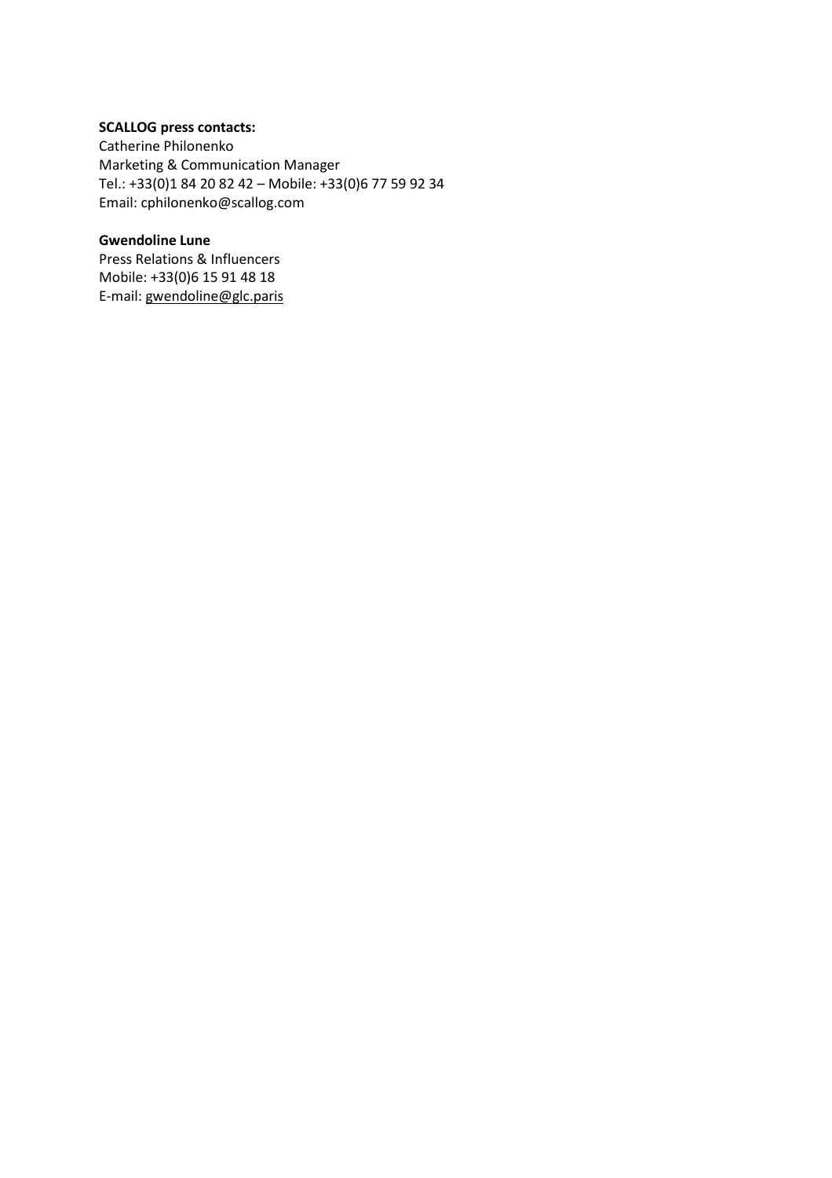**SCALLOG press contacts:**
Catherine Philonenko
Marketing & Communication Manager
Tel.: +33(0)1 84 20 82 42 – Mobile: +33(0)6 77 59 92 34
Email: cphilonenko@scallog.com

**Gwendoline Lune**
Press Relations & Influencers
Mobile: +33(0)6 15 91 48 18
E-mail: gwendoline@glc.paris